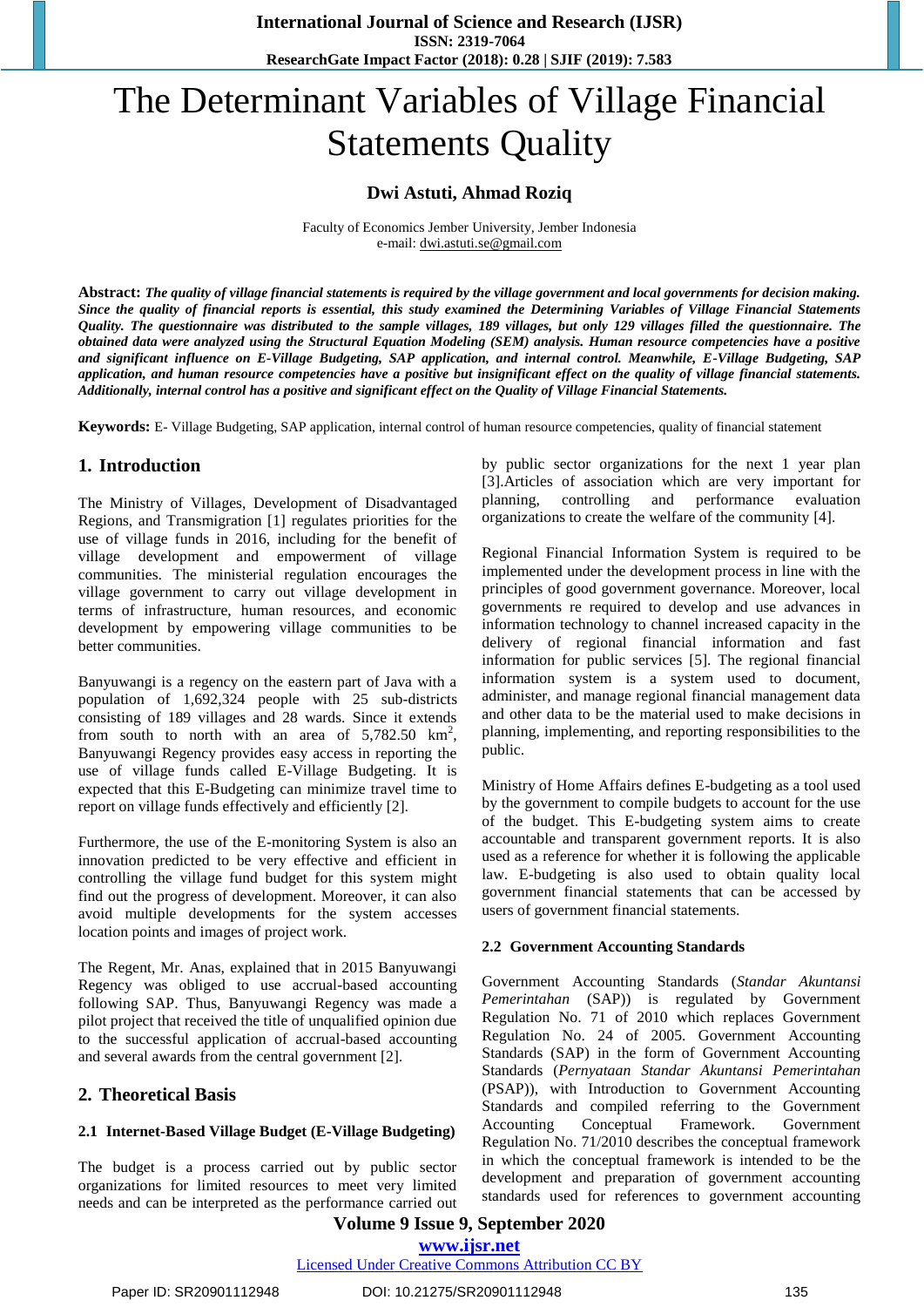# The Determinant Variables of Village Financial Statements Quality

**Dwi Astuti, Ahmad Roziq**

Faculty of Economics Jember University, Jember Indonesia
e-mail: dwi.astuti.se@gmail.com

**Abstract:** ***The quality of village financial statements is required by the village government and local governments for decision making. Since the quality of financial reports is essential, this study examined the Determining Variables of Village Financial Statements Quality. The questionnaire was distributed to the sample villages, 189 villages, but only 129 villages filled the questionnaire. The obtained data were analyzed using the Structural Equation Modeling (SEM) analysis. Human resource competencies have a positive and significant influence on E-Village Budgeting, SAP application, and internal control. Meanwhile, E-Village Budgeting, SAP application, and human resource competencies have a positive but insignificant effect on the quality of village financial statements. Additionally, internal control has a positive and significant effect on the Quality of Village Financial Statements.***

**Keywords:** E- Village Budgeting, SAP application, internal control of human resource competencies, quality of financial statement

## 1. Introduction

The Ministry of Villages, Development of Disadvantaged Regions, and Transmigration [1] regulates priorities for the use of village funds in 2016, including for the benefit of village development and empowerment of village communities. The ministerial regulation encourages the village government to carry out village development in terms of infrastructure, human resources, and economic development by empowering village communities to be better communities.

Banyuwangi is a regency on the eastern part of Java with a population of 1,692,324 people with 25 sub-districts consisting of 189 villages and 28 wards. Since it extends from south to north with an area of 5,782.50 km$^2$, Banyuwangi Regency provides easy access in reporting the use of village funds called E-Village Budgeting. It is expected that this E-Budgeting can minimize travel time to report on village funds effectively and efficiently [2].

Furthermore, the use of the E-monitoring System is also an innovation predicted to be very effective and efficient in controlling the village fund budget for this system might find out the progress of development. Moreover, it can also avoid multiple developments for the system accesses location points and images of project work.

The Regent, Mr. Anas, explained that in 2015 Banyuwangi Regency was obliged to use accrual-based accounting following SAP. Thus, Banyuwangi Regency was made a pilot project that received the title of unqualified opinion due to the successful application of accrual-based accounting and several awards from the central government [2].

## 2. Theoretical Basis

### 2.1 Internet-Based Village Budget (E-Village Budgeting)

The budget is a process carried out by public sector organizations for limited resources to meet very limited needs and can be interpreted as the performance carried out by public sector organizations for the next 1 year plan [3].Articles of association which are very important for planning, controlling and performance evaluation organizations to create the welfare of the community [4].

Regional Financial Information System is required to be implemented under the development process in line with the principles of good government governance. Moreover, local governments re required to develop and use advances in information technology to channel increased capacity in the delivery of regional financial information and fast information for public services [5]. The regional financial information system is a system used to document, administer, and manage regional financial management data and other data to be the material used to make decisions in planning, implementing, and reporting responsibilities to the public.

Ministry of Home Affairs defines E-budgeting as a tool used by the government to compile budgets to account for the use of the budget. This E-budgeting system aims to create accountable and transparent government reports. It is also used as a reference for whether it is following the applicable law. E-budgeting is also used to obtain quality local government financial statements that can be accessed by users of government financial statements.

### 2.2 Government Accounting Standards

Government Accounting Standards (*Standar Akuntansi Pemerintahan* (SAP)) is regulated by Government Regulation No. 71 of 2010 which replaces Government Regulation No. 24 of 2005. Government Accounting Standards (SAP) in the form of Government Accounting Standards (*Pernyataan Standar Akuntansi Pemerintahan* (PSAP)), with Introduction to Government Accounting Standards and compiled referring to the Government Accounting Conceptual Framework. Government Regulation No. 71/2010 describes the conceptual framework in which the conceptual framework is intended to be the development and preparation of government accounting standards used for references to government accounting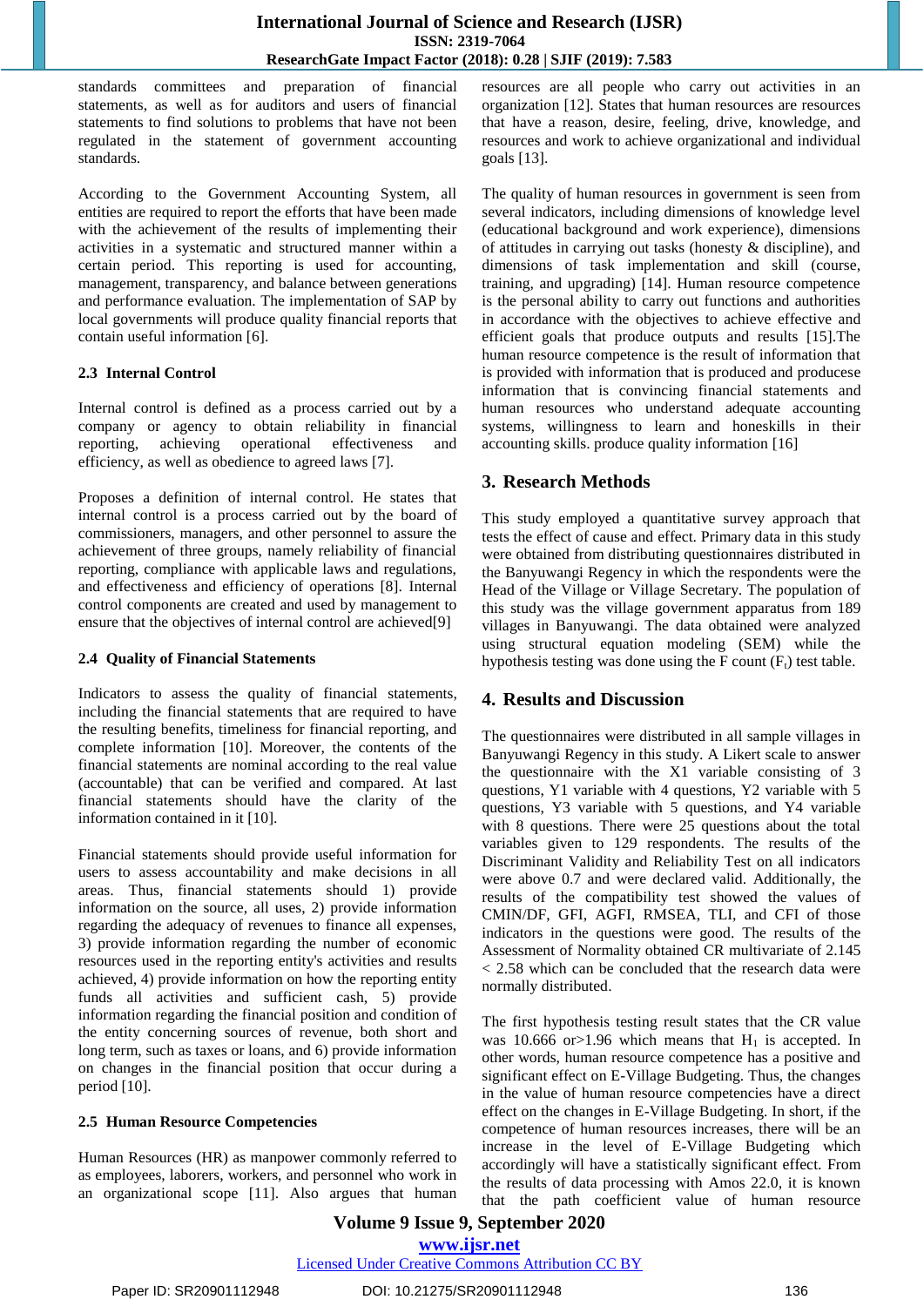standards committees and preparation of financial statements, as well as for auditors and users of financial statements to find solutions to problems that have not been regulated in the statement of government accounting standards.

According to the Government Accounting System, all entities are required to report the efforts that have been made with the achievement of the results of implementing their activities in a systematic and structured manner within a certain period. This reporting is used for accounting, management, transparency, and balance between generations and performance evaluation. The implementation of SAP by local governments will produce quality financial reports that contain useful information [6].

### 2.3 Internal Control

Internal control is defined as a process carried out by a company or agency to obtain reliability in financial reporting, achieving operational effectiveness and efficiency, as well as obedience to agreed laws [7].

Proposes a definition of internal control. He states that internal control is a process carried out by the board of commissioners, managers, and other personnel to assure the achievement of three groups, namely reliability of financial reporting, compliance with applicable laws and regulations, and effectiveness and efficiency of operations [8]. Internal control components are created and used by management to ensure that the objectives of internal control are achieved[9]

### 2.4 Quality of Financial Statements

Indicators to assess the quality of financial statements, including the financial statements that are required to have the resulting benefits, timeliness for financial reporting, and complete information [10]. Moreover, the contents of the financial statements are nominal according to the real value (accountable) that can be verified and compared. At last financial statements should have the clarity of the information contained in it [10].

Financial statements should provide useful information for users to assess accountability and make decisions in all areas. Thus, financial statements should 1) provide information on the source, all uses, 2) provide information regarding the adequacy of revenues to finance all expenses, 3) provide information regarding the number of economic resources used in the reporting entity's activities and results achieved, 4) provide information on how the reporting entity funds all activities and sufficient cash, 5) provide information regarding the financial position and condition of the entity concerning sources of revenue, both short and long term, such as taxes or loans, and 6) provide information on changes in the financial position that occur during a period [10].

### 2.5 Human Resources Competencies

Human Resources (HR) as manpower commonly referred to as employees, laborers, workers, and personnel who work in an organizational scope [11]. Also argues that human resources are all people who carry out activities in an organization [12]. States that human resources are resources that have a reason, desire, feeling, drive, knowledge, and resources and work to achieve organizational and individual goals [13].

The quality of human resources in government is seen from several indicators, including dimensions of knowledge level (educational background and work experience), dimensions of attitudes in carrying out tasks (honesty & discipline), and dimensions of task implementation and skill (course, training, and upgrading) [14]. Human resource competence is the personal ability to carry out functions and authorities in accordance with the objectives to achieve effective and efficient goals that produce outputs and results [15].The human resource competence is the result of information that is provided with information that is provided and producese information that is convincing financial statements and human resources who understand adequate accounting systems, willingness to learn and honeskills in their accounting skills. produce quality information [16]

## 3. Research Methods

This study employed a quantitative survey approach that tests the effect of cause and effect. Primary data in this study were obtained from distributing questionnaires distributed in the Banyuwangi Regency in which the respondents were the Head of the Village or Village Secretary. The population of this study was the village government apparatus from 189 villages in Banyuwangi. The data obtained were analyzed using structural equation modeling (SEM) while the hypothesis testing was done using the F count ($F_t$) test table.

## 4. Results and Discussion

The questionnaires were distributed in all sample villages in Banyuwangi Regency in this study. A Likert scale to answer the questionnaire with the X1 variable consisting of 3 questions, Y1 variable with 4 questions, Y2 variable with 5 questions, Y3 variable with 5 questions, and Y4 variable with 8 questions. There were 25 questions about the total variables given to 129 respondents. The results of the Discriminant Validity and Reliability Test on all indicators were above 0.7 and were declared valid. Additionally, the results of the compatibility test showed the values of CMIN/DF, GFI, AGFI, RMSEA, TLI, and CFI of those indicators in the questions were good. The results of the Assessment of Normality obtained CR multivariate of 2.145 < 2.58 which can be concluded that the research data were normally distributed.

The first hypothesis testing result states that the CR value was 10.666 or>1.96 which means that $H_1$ is accepted. In other words, human resource competence has a positive and significant effect on E-Village Budgeting. Thus, the changes in the value of human resource competencies have a direct effect on the changes in E-Village Budgeting. In short, if the competence of human resources increases, there will be an increase in the level of E-Village Budgeting which accordingly will have a statistically significant effect. From the results of data processing with Amos 22.0, it is known that the path coefficient value of human resource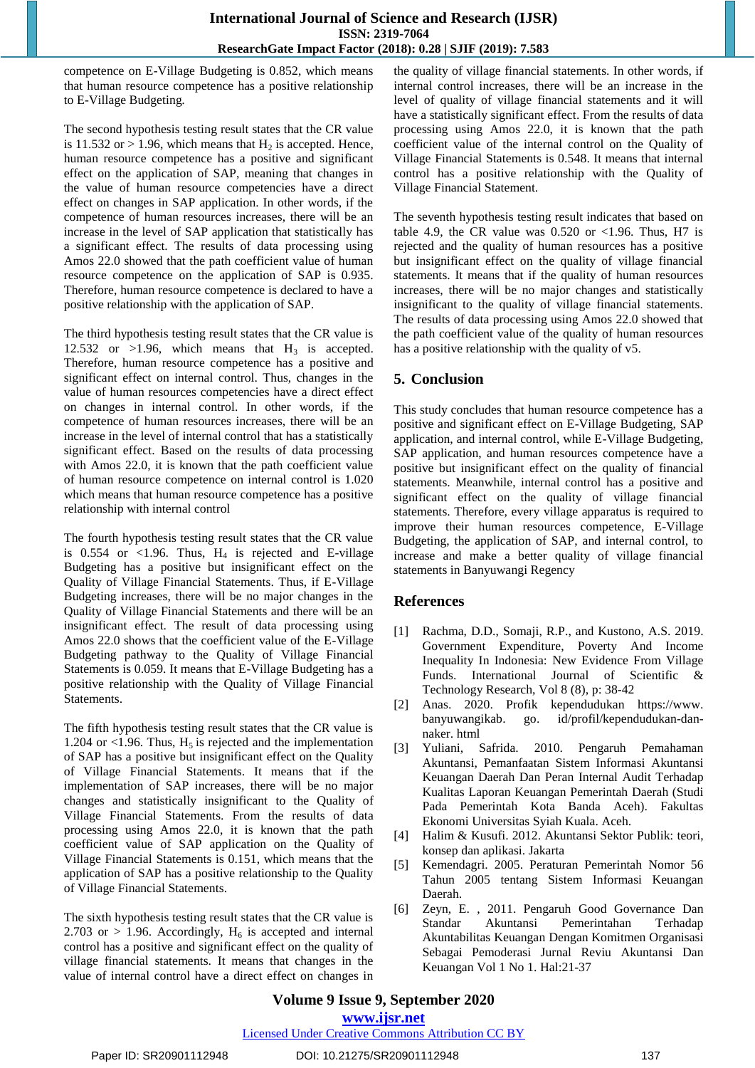competence on E-Village Budgeting is 0.852, which means that human resource competence has a positive relationship to E-Village Budgeting.

The second hypothesis testing result states that the CR value is 11.532 or > 1.96, which means that $H_2$ is accepted. Hence, human resource competence has a positive and significant effect on the application of SAP, meaning that changes in the value of human resource competencies have a direct effect on changes in SAP application. In other words, if the competence of human resources increases, there will be an increase in the level of SAP application that statistically has a significant effect. The results of data processing using Amos 22.0 showed that the path coefficient value of human resource competence on the application of SAP is 0.935. Therefore, human resource competence is declared to have a positive relationship with the application of SAP.

The third hypothesis testing result states that the CR value is 12.532 or >1.96, which means that $H_3$ is accepted. Therefore, human resource competence has a positive and significant effect on internal control. Thus, changes in the value of human resources competencies have a direct effect on changes in internal control. In other words, if the competence of human resources increases, there will be an increase in the level of internal control that has a statistically significant effect. Based on the results of data processing with Amos 22.0, it is known that the path coefficient value of human resource competence on internal control is 1.020 which means that human resource competence has a positive relationship with internal control

The fourth hypothesis testing result states that the CR value is 0.554 or <1.96. Thus, $H_4$ is rejected and E-village Budgeting has a positive but insignificant effect on the Quality of Village Financial Statements. Thus, if E-Village Budgeting increases, there will be no major changes in the Quality of Village Financial Statements and there will be an insignificant effect. The result of data processing using Amos 22.0 shows that the coefficient value of the E-Village Budgeting pathway to the Quality of Village Financial Statements is 0.059. It means that E-Village Budgeting has a positive relationship with the Quality of Village Financial Statements.

The fifth hypothesis testing result states that the CR value is 1.204 or <1.96. Thus, $H_5$ is rejected and the implementation of SAP has a positive but insignificant effect on the Quality of Village Financial Statements. It means that if the implementation of SAP increases, there will be no major changes and statistically insignificant to the Quality of Village Financial Statements. From the results of data processing using Amos 22.0, it is known that the path coefficient value of SAP application on the Quality of Village Financial Statements is 0.151, which means that the application of SAP has a positive relationship to the Quality of Village Financial Statements.

The sixth hypothesis testing result states that the CR value is 2.703 or > 1.96. Accordingly, $H_6$ is accepted and internal control has a positive and significant effect on the quality of village financial statements. It means that changes in the value of internal control have a direct effect on changes in the quality of village financial statements. In other words, if internal control increases, there will be an increase in the level of quality of village financial statements and it will have a statistically significant effect. From the results of data processing using Amos 22.0, it is known that the path coefficient value of the internal control on the Quality of Village Financial Statements is 0.548. It means that internal control has a positive relationship with the Quality of Village Financial Statement.

The seventh hypothesis testing result indicates that based on table 4.9, the CR value was 0.520 or <1.96. Thus, H7 is rejected and the quality of human resources has a positive but insignificant effect on the quality of village financial statements. It means that if the quality of human resources increases, there will be no major changes and statistically insignificant to the quality of village financial statements. The results of data processing using Amos 22.0 showed that the path coefficient value of the quality of human resources has a positive relationship with the quality of v5.

## 5. Conclusion

This study concludes that human resource competence has a positive and significant effect on E-Village Budgeting, SAP application, and internal control, while E-Village Budgeting, SAP application, and human resources competence have a positive but insignificant effect on the quality of financial statements. Meanwhile, internal control has a positive and significant effect on the quality of village financial statements. Therefore, every village apparatus is required to improve their human resources competence, E-Village Budgeting, the application of SAP, and internal control, to increase and make a better quality of village financial statements in Banyuwangi Regency

## References

[1] Rachma, D.D., Somaji, R.P., and Kustono, A.S. 2019. Government Expenditure, Poverty And Income Inequality In Indonesia: New Evidence From Village Funds. International Journal of Scientific & Technology Research, Vol 8 (8), p: 38-42

[2] Anas. 2020. Profik kependudukan https://www. banyuwangikab. go. id/profil/kependudukan-dan-naker. html

[3] Yuliani, Safrida. 2010. Pengaruh Pemahaman Akuntansi, Pemanfaatan Sistem Informasi Akuntansi Keuangan Daerah Dan Peran Internal Audit Terhadap Kualitas Laporan Keuangan Pemerintah Daerah (Studi Pada Pemerintah Kota Banda Aceh). Fakultas Ekonomi Universitas Syiah Kuala. Aceh.

[4] Halim & Kusufi. 2012. Akuntansi Sektor Publik: teori, konsep dan aplikasi. Jakarta

[5] Kemendagri. 2005. Peraturan Pemerintah Nomor 56 Tahun 2005 tentang Sistem Informasi Keuangan Daerah.

[6] Zeyn, E. , 2011. Pengaruh Good Governance Dan Standar Akuntansi Pemerintahan Terhadap Akuntabilitas Keuangan Dengan Komitmen Organisasi Sebagai Pemoderasi Jurnal Reviu Akuntansi Dan Keuangan Vol 1 No 1. Hal:21-37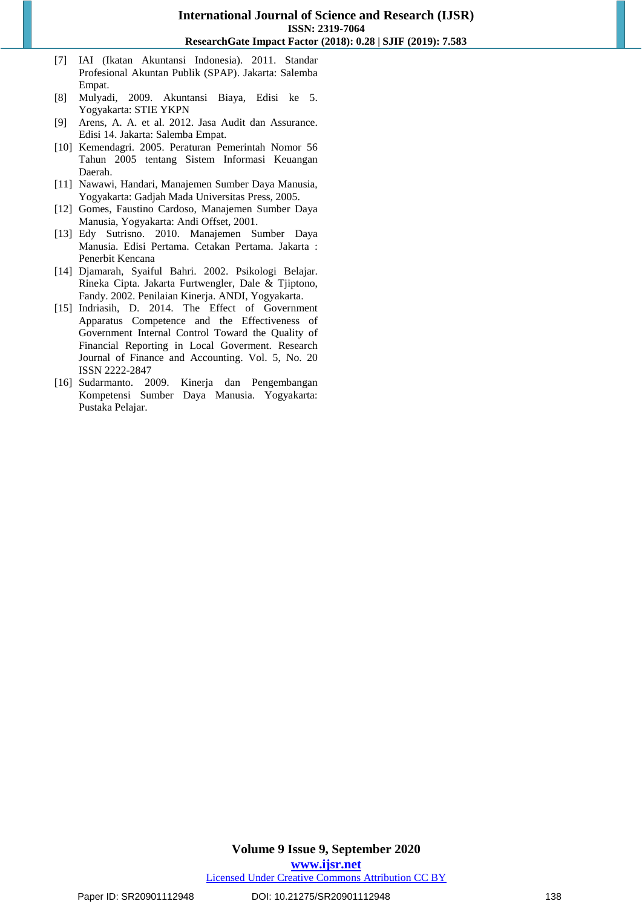[7] IAI (Ikatan Akuntansi Indonesia). 2011. Standar Profesional Akuntan Publik (SPAP). Jakarta: Salemba Empat.

[8] Mulyadi, 2009. Akuntansi Biaya, Edisi ke 5. Yogyakarta: STIE YKPN

[9] Arens, A. A. et al. 2012. Jasa Audit dan Assurance. Edisi 14. Jakarta: Salemba Empat.

[10] Kemendagri. 2005. Peraturan Pemerintah Nomor 56 Tahun 2005 tentang Sistem Informasi Keuangan Daerah.

[11] Nawawi, Handari, Manajemen Sumber Daya Manusia, Yogyakarta: Gadjah Mada Universitas Press, 2005.

[12] Gomes, Faustino Cardoso, Manajemen Sumber Daya Manusia, Yogyakarta: Andi Offset, 2001.

[13] Edy Sutrisno. 2010. Manajemen Sumber Daya Manusia. Edisi Pertama. Cetakan Pertama. Jakarta : Penerbit Kencana

[14] Djamarah, Syaiful Bahri. 2002. Psikologi Belajar. Rineka Cipta. Jakarta Furtwengler, Dale & Tjiptono, Fandy. 2002. Penilaian Kinerja. ANDI, Yogyakarta.

[15] Indriasih, D. 2014. The Effect of Government Apparatus Competence and the Effectiveness of Government Internal Control Toward the Quality of Financial Reporting in Local Goverment. Research Journal of Finance and Accounting. Vol. 5, No. 20 ISSN 2222-2847

[16] Sudarmanto. 2009. Kinerja dan Pengembangan Kompetensi Sumber Daya Manusia. Yogyakarta: Pustaka Pelajar.